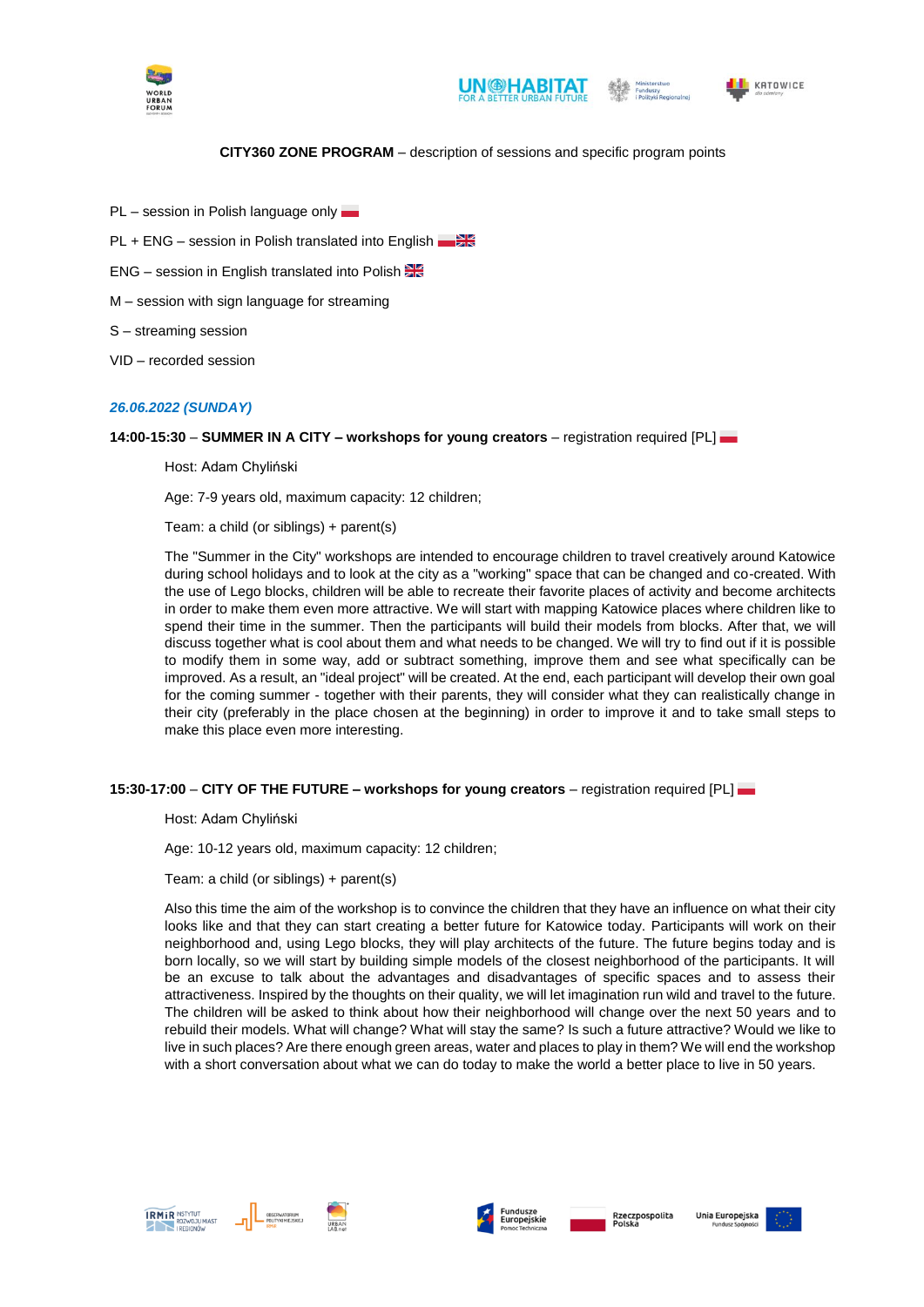**CITY360 ZONE PROGRAM** – description of sessions and specific program points

PL – session in Polish language only

PL + ENG – session in Polish translated into English

ENG – session in English translated into Polish

M – session with sign language for streaming

S – streaming session

VID – recorded session

***26.06.2022 (SUNDAY)***

**14:00-15:30** – **SUMMER IN A CITY – workshops for young creators** – registration required [PL]

Host: Adam Chyliński

Age: 7-9 years old, maximum capacity: 12 children;

Team: a child (or siblings) + parent(s)

The "Summer in the City" workshops are intended to encourage children to travel creatively around Katowice during school holidays and to look at the city as a "working" space that can be changed and co-created. With the use of Lego blocks, children will be able to recreate their favorite places of activity and become architects in order to make them even more attractive. We will start with mapping Katowice places where children like to spend their time in the summer. Then the participants will build their models from blocks. After that, we will discuss together what is cool about them and what needs to be changed. We will try to find out if it is possible to modify them in some way, add or subtract something, improve them and see what specifically can be improved. As a result, an "ideal project" will be created. At the end, each participant will develop their own goal for the coming summer - together with their parents, they will consider what they can realistically change in their city (preferably in the place chosen at the beginning) in order to improve it and to take small steps to make this place even more interesting.

**15:30-17:00** – **CITY OF THE FUTURE – workshops for young creators** – registration required [PL]

Host: Adam Chyliński

Age: 10-12 years old, maximum capacity: 12 children;

Team: a child (or siblings) + parent(s)

Also this time the aim of the workshop is to convince the children that they have an influence on what their city looks like and that they can start creating a better future for Katowice today. Participants will work on their neighborhood and, using Lego blocks, they will play architects of the future. The future begins today and is born locally, so we will start by building simple models of the closest neighborhood of the participants. It will be an excuse to talk about the advantages and disadvantages of specific spaces and to assess their attractiveness. Inspired by the thoughts on their quality, we will let imagination run wild and travel to the future. The children will be asked to think about how their neighborhood will change over the next 50 years and to rebuild their models. What will change? What will stay the same? Is such a future attractive? Would we like to live in such places? Are there enough green areas, water and places to play in them? We will end the workshop with a short conversation about what we can do today to make the world a better place to live in 50 years.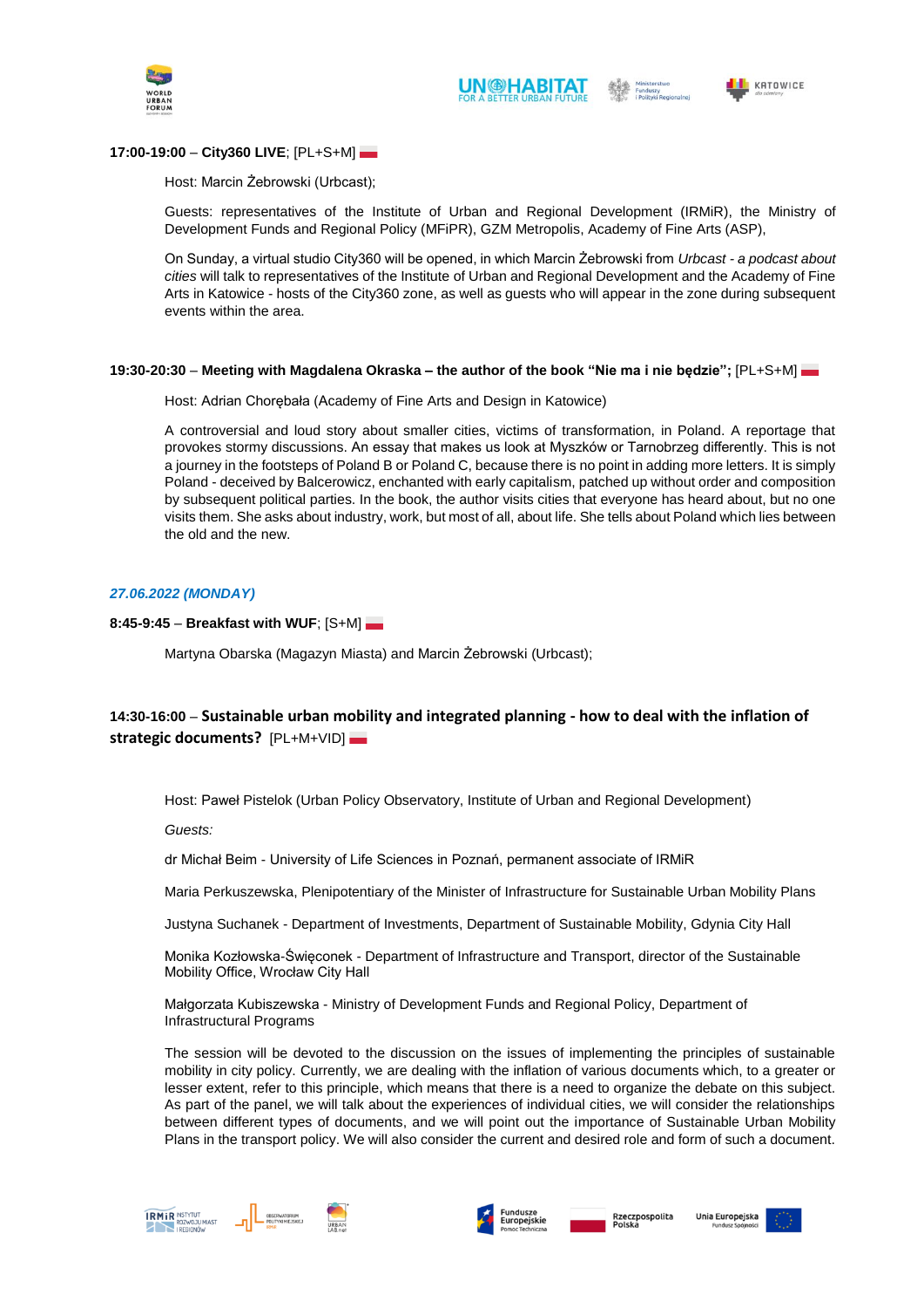**17:00-19:00** – **City360 LIVE**; [PL+S+M]

Host: Marcin Żebrowski (Urbcast);

Guests: representatives of the Institute of Urban and Regional Development (IRMiR), the Ministry of Development Funds and Regional Policy (MFiPR), GZM Metropolis, Academy of Fine Arts (ASP),

On Sunday, a virtual studio City360 will be opened, in which Marcin Żebrowski from *Urbcast - a podcast about cities* will talk to representatives of the Institute of Urban and Regional Development and the Academy of Fine Arts in Katowice - hosts of the City360 zone, as well as guests who will appear in the zone during subsequent events within the area.

**19:30-20:30** – **Meeting with Magdalena Okraska – the author of the book "Nie ma i nie będzie";** [PL+S+M]

Host: Adrian Chorębała (Academy of Fine Arts and Design in Katowice)

A controversial and loud story about smaller cities, victims of transformation, in Poland. A reportage that provokes stormy discussions. An essay that makes us look at Myszków or Tarnobrzeg differently. This is not a journey in the footsteps of Poland B or Poland C, because there is no point in adding more letters. It is simply Poland - deceived by Balcerowicz, enchanted with early capitalism, patched up without order and composition by subsequent political parties. In the book, the author visits cities that everyone has heard about, but no one visits them. She asks about industry, work, but most of all, about life. She tells about Poland which lies between the old and the new.

***27.06.2022 (MONDAY)***

**8:45-9:45** – **Breakfast with WUF**; [S+M]

Martyna Obarska (Magazyn Miasta) and Marcin Żebrowski (Urbcast);

**14:30-16:00** – **Sustainable urban mobility and integrated planning - how to deal with the inflation of strategic documents?** [PL+M+VID]

Host: Paweł Pistelok (Urban Policy Observatory, Institute of Urban and Regional Development)

*Guests:*

dr Michał Beim - University of Life Sciences in Poznań, permanent associate of IRMiR

Maria Perkuszewska, Plenipotentiary of the Minister of Infrastructure for Sustainable Urban Mobility Plans

Justyna Suchanek - Department of Investments, Department of Sustainable Mobility, Gdynia City Hall

Monika Kozłowska-Święconek - Department of Infrastructure and Transport, director of the Sustainable Mobility Office, Wrocław City Hall

Małgorzata Kubiszewska - Ministry of Development Funds and Regional Policy, Department of Infrastructural Programs

The session will be devoted to the discussion on the issues of implementing the principles of sustainable mobility in city policy. Currently, we are dealing with the inflation of various documents which, to a greater or lesser extent, refer to this principle, which means that there is a need to organize the debate on this subject. As part of the panel, we will talk about the experiences of individual cities, we will consider the relationships between different types of documents, and we will point out the importance of Sustainable Urban Mobility Plans in the transport policy. We will also consider the current and desired role and form of such a document.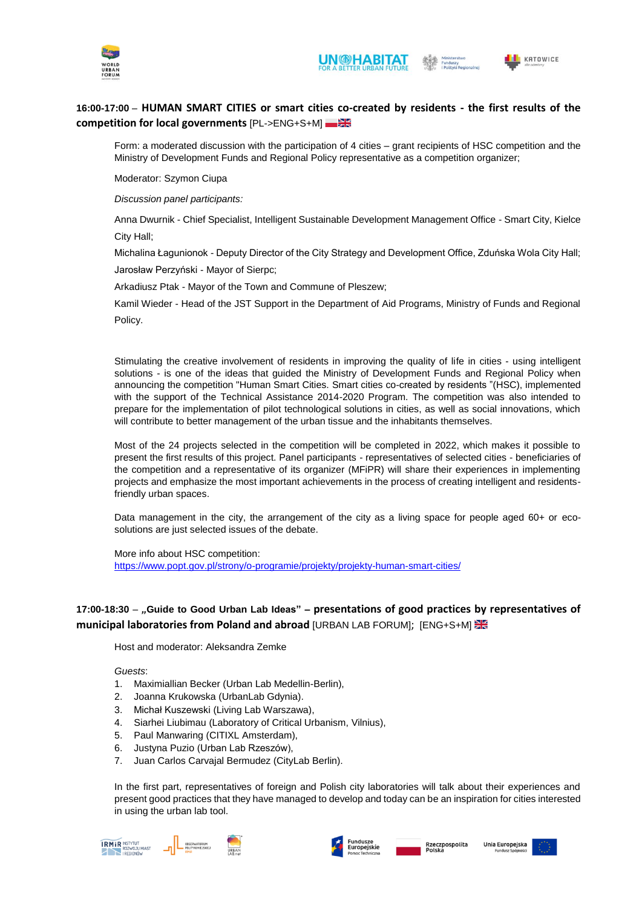**16:00-17:00 – HUMAN SMART CITIES or smart cities co-created by residents - the first results of the competition for local governments** [PL->ENG+S+M]

Form: a moderated discussion with the participation of 4 cities – grant recipients of HSC competition and the Ministry of Development Funds and Regional Policy representative as a competition organizer;

Moderator: Szymon Ciupa

*Discussion panel participants:*

Anna Dwurnik - Chief Specialist, Intelligent Sustainable Development Management Office - Smart City, Kielce City Hall;

Michalina Łagunionok - Deputy Director of the City Strategy and Development Office, Zduńska Wola City Hall;

Jarosław Perzyński - Mayor of Sierpc;

Arkadiusz Ptak - Mayor of the Town and Commune of Pleszew;

Kamil Wieder - Head of the JST Support in the Department of Aid Programs, Ministry of Funds and Regional Policy.

Stimulating the creative involvement of residents in improving the quality of life in cities - using intelligent solutions - is one of the ideas that guided the Ministry of Development Funds and Regional Policy when announcing the competition "Human Smart Cities. Smart cities co-created by residents "(HSC), implemented with the support of the Technical Assistance 2014-2020 Program. The competition was also intended to prepare for the implementation of pilot technological solutions in cities, as well as social innovations, which will contribute to better management of the urban tissue and the inhabitants themselves.

Most of the 24 projects selected in the competition will be completed in 2022, which makes it possible to present the first results of this project. Panel participants - representatives of selected cities - beneficiaries of the competition and a representative of its organizer (MFiPR) will share their experiences in implementing projects and emphasize the most important achievements in the process of creating intelligent and residents-friendly urban spaces.

Data management in the city, the arrangement of the city as a living space for people aged 60+ or eco-solutions are just selected issues of the debate.

More info about HSC competition:
https://www.popt.gov.pl/strony/o-programie/projekty/projekty-human-smart-cities/

**17:00-18:30 – „Guide to Good Urban Lab Ideas" – presentations of good practices by representatives of municipal laboratories from Poland and abroad** [URBAN LAB FORUM]; [ENG+S+M]

Host and moderator: Aleksandra Zemke

*Guests*:

1. Maximiallian Becker (Urban Lab Medellin-Berlin),
2. Joanna Krukowska (UrbanLab Gdynia).
3. Michał Kuszewski (Living Lab Warszawa),
4. Siarhei Liubimau (Laboratory of Critical Urbanism, Vilnius),
5. Paul Manwaring (CITIXL Amsterdam),
6. Justyna Puzio (Urban Lab Rzeszów),
7. Juan Carlos Carvajal Bermudez (CityLab Berlin).

In the first part, representatives of foreign and Polish city laboratories will talk about their experiences and present good practices that they have managed to develop and today can be an inspiration for cities interested in using the urban lab tool.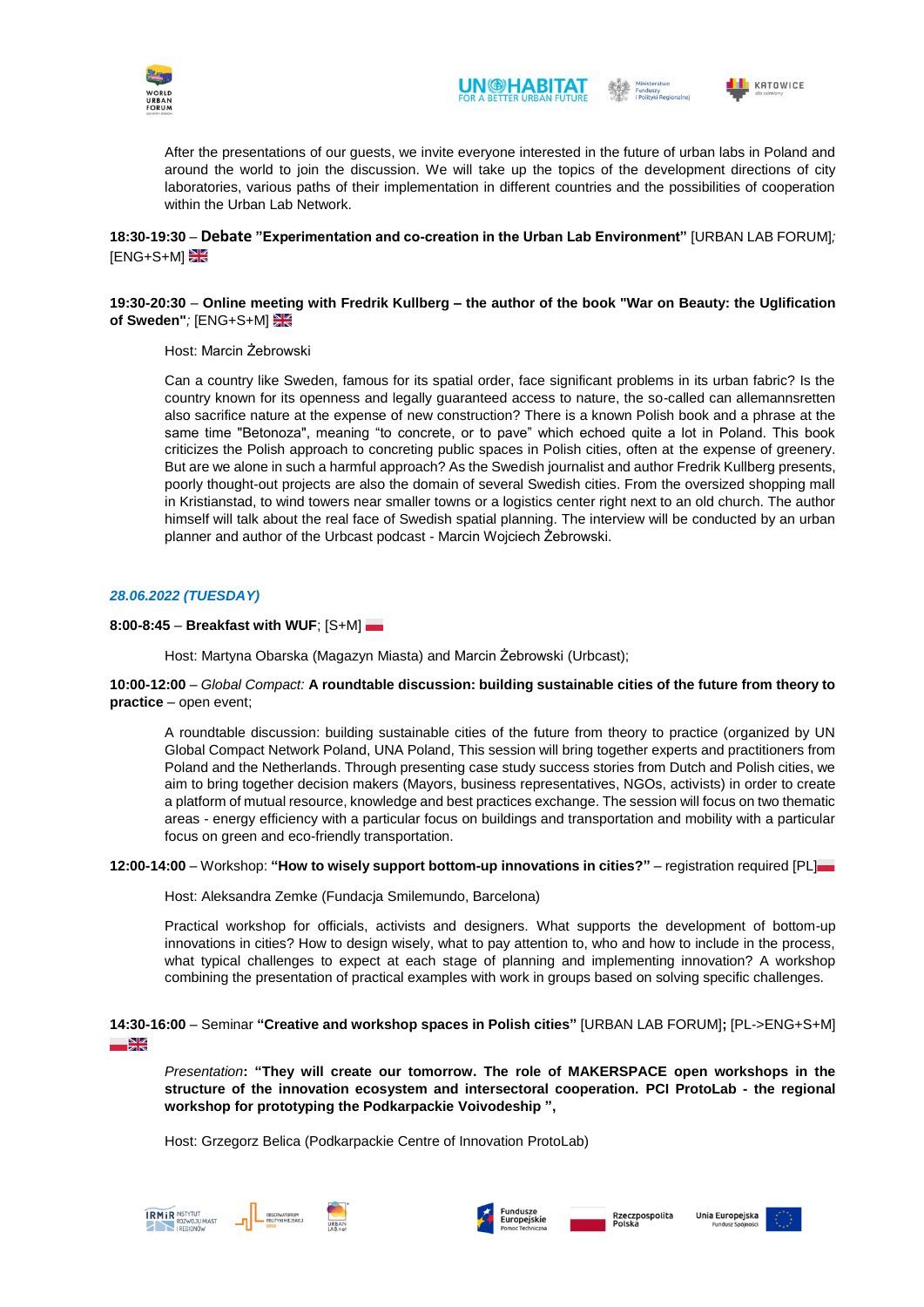After the presentations of our guests, we invite everyone interested in the future of urban labs in Poland and around the world to join the discussion. We will take up the topics of the development directions of city laboratories, various paths of their implementation in different countries and the possibilities of cooperation within the Urban Lab Network.

**18:30-19:30** – **Debate "Experimentation and co-creation in the Urban Lab Environment"** [URBAN LAB FORUM]*;* [ENG+S+M]

**19:30-20:30** – **Online meeting with Fredrik Kullberg – the author of the book "War on Beauty: the Uglification of Sweden"***;* [ENG+S+M]

Host: Marcin Żebrowski

Can a country like Sweden, famous for its spatial order, face significant problems in its urban fabric? Is the country known for its openness and legally guaranteed access to nature, the so-called can allemannsretten also sacrifice nature at the expense of new construction? There is a known Polish book and a phrase at the same time "Betonoza", meaning "to concrete, or to pave" which echoed quite a lot in Poland. This book criticizes the Polish approach to concreting public spaces in Polish cities, often at the expense of greenery. But are we alone in such a harmful approach? As the Swedish journalist and author Fredrik Kullberg presents, poorly thought-out projects are also the domain of several Swedish cities. From the oversized shopping mall in Kristianstad, to wind towers near smaller towns or a logistics center right next to an old church. The author himself will talk about the real face of Swedish spatial planning. The interview will be conducted by an urban planner and author of the Urbcast podcast - Marcin Wojciech Żebrowski.

## *28.06.2022 (TUESDAY)*

**8:00-8:45** – **Breakfast with WUF**; [S+M]

Host: Martyna Obarska (Magazyn Miasta) and Marcin Żebrowski (Urbcast);

**10:00-12:00** – *Global Compact:* **A roundtable discussion: building sustainable cities of the future from theory to practice** – open event;

A roundtable discussion: building sustainable cities of the future from theory to practice (organized by UN Global Compact Network Poland, UNA Poland, This session will bring together experts and practitioners from Poland and the Netherlands. Through presenting case study success stories from Dutch and Polish cities, we aim to bring together decision makers (Mayors, business representatives, NGOs, activists) in order to create a platform of mutual resource, knowledge and best practices exchange. The session will focus on two thematic areas - energy efficiency with a particular focus on buildings and transportation and mobility with a particular focus on green and eco-friendly transportation.

**12:00-14:00** – Workshop: **"How to wisely support bottom-up innovations in cities?"** – registration required [PL]

Host: Aleksandra Zemke (Fundacja Smilemundo, Barcelona)

Practical workshop for officials, activists and designers. What supports the development of bottom-up innovations in cities? How to design wisely, what to pay attention to, who and how to include in the process, what typical challenges to expect at each stage of planning and implementing innovation? A workshop combining the presentation of practical examples with work in groups based on solving specific challenges.

**14:30-16:00** – Seminar **"Creative and workshop spaces in Polish cities"** [URBAN LAB FORUM]**;** [PL->ENG+S+M]

*Presentation***: "They will create our tomorrow. The role of MAKERSPACE open workshops in the structure of the innovation ecosystem and intersectoral cooperation. PCI ProtoLab - the regional workshop for prototyping the Podkarpackie Voivodeship ",**

Host: Grzegorz Belica (Podkarpackie Centre of Innovation ProtoLab)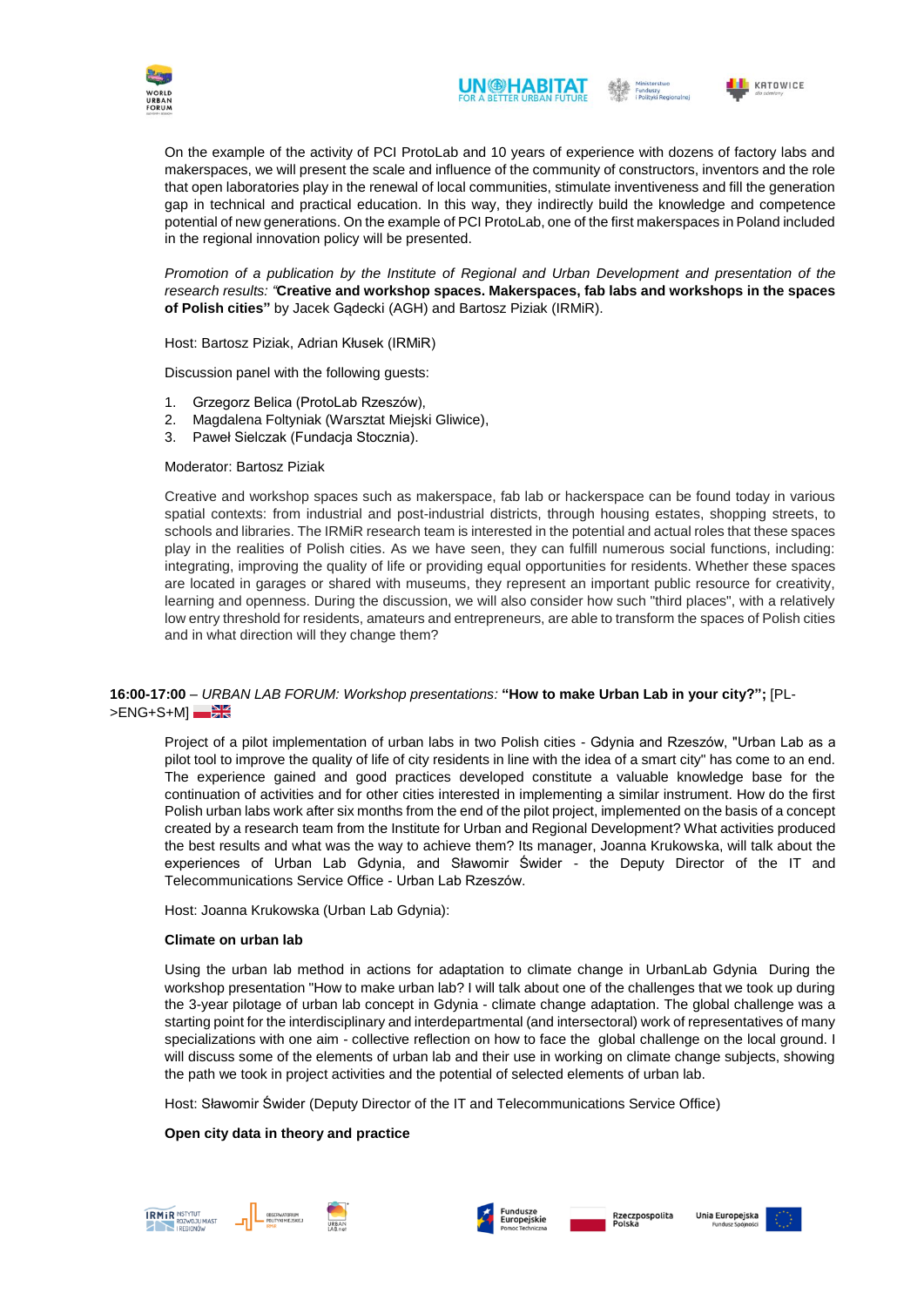On the example of the activity of PCI ProtoLab and 10 years of experience with dozens of factory labs and makerspaces, we will present the scale and influence of the community of constructors, inventors and the role that open laboratories play in the renewal of local communities, stimulate inventiveness and fill the generation gap in technical and practical education. In this way, they indirectly build the knowledge and competence potential of new generations. On the example of PCI ProtoLab, one of the first makerspaces in Poland included in the regional innovation policy will be presented.

*Promotion of a publication by the Institute of Regional and Urban Development and presentation of the research results: "***Creative and workshop spaces. Makerspaces, fab labs and workshops in the spaces of Polish cities"** by Jacek Gądecki (AGH) and Bartosz Piziak (IRMiR).

Host: Bartosz Piziak, Adrian Kłusek (IRMiR)

Discussion panel with the following guests:

1. Grzegorz Belica (ProtoLab Rzeszów),
2. Magdalena Foltyniak (Warsztat Miejski Gliwice),
3. Paweł Sielczak (Fundacja Stocznia).

Moderator: Bartosz Piziak

Creative and workshop spaces such as makerspace, fab lab or hackerspace can be found today in various spatial contexts: from industrial and post-industrial districts, through housing estates, shopping streets, to schools and libraries. The IRMiR research team is interested in the potential and actual roles that these spaces play in the realities of Polish cities. As we have seen, they can fulfill numerous social functions, including: integrating, improving the quality of life or providing equal opportunities for residents. Whether these spaces are located in garages or shared with museums, they represent an important public resource for creativity, learning and openness. During the discussion, we will also consider how such "third places", with a relatively low entry threshold for residents, amateurs and entrepreneurs, are able to transform the spaces of Polish cities and in what direction will they change them?

**16:00-17:00** – *URBAN LAB FORUM: Workshop presentations:* **"How to make Urban Lab in your city?";** [PL->ENG+S+M]

Project of a pilot implementation of urban labs in two Polish cities - Gdynia and Rzeszów, "Urban Lab as a pilot tool to improve the quality of life of city residents in line with the idea of a smart city" has come to an end. The experience gained and good practices developed constitute a valuable knowledge base for the continuation of activities and for other cities interested in implementing a similar instrument. How do the first Polish urban labs work after six months from the end of the pilot project, implemented on the basis of a concept created by a research team from the Institute for Urban and Regional Development? What activities produced the best results and what was the way to achieve them? Its manager, Joanna Krukowska, will talk about the experiences of Urban Lab Gdynia, and Sławomir Świder - the Deputy Director of the IT and Telecommunications Service Office - Urban Lab Rzeszów.

Host: Joanna Krukowska (Urban Lab Gdynia):

**Climate on urban lab**

Using the urban lab method in actions for adaptation to climate change in UrbanLab Gdynia During the workshop presentation "How to make urban lab? I will talk about one of the challenges that we took up during the 3-year pilotage of urban lab concept in Gdynia - climate change adaptation. The global challenge was a starting point for the interdisciplinary and interdepartmental (and intersectoral) work of representatives of many specializations with one aim - collective reflection on how to face the global challenge on the local ground. I will discuss some of the elements of urban lab and their use in working on climate change subjects, showing the path we took in project activities and the potential of selected elements of urban lab.

Host: Sławomir Świder (Deputy Director of the IT and Telecommunications Service Office)

**Open city data in theory and practice**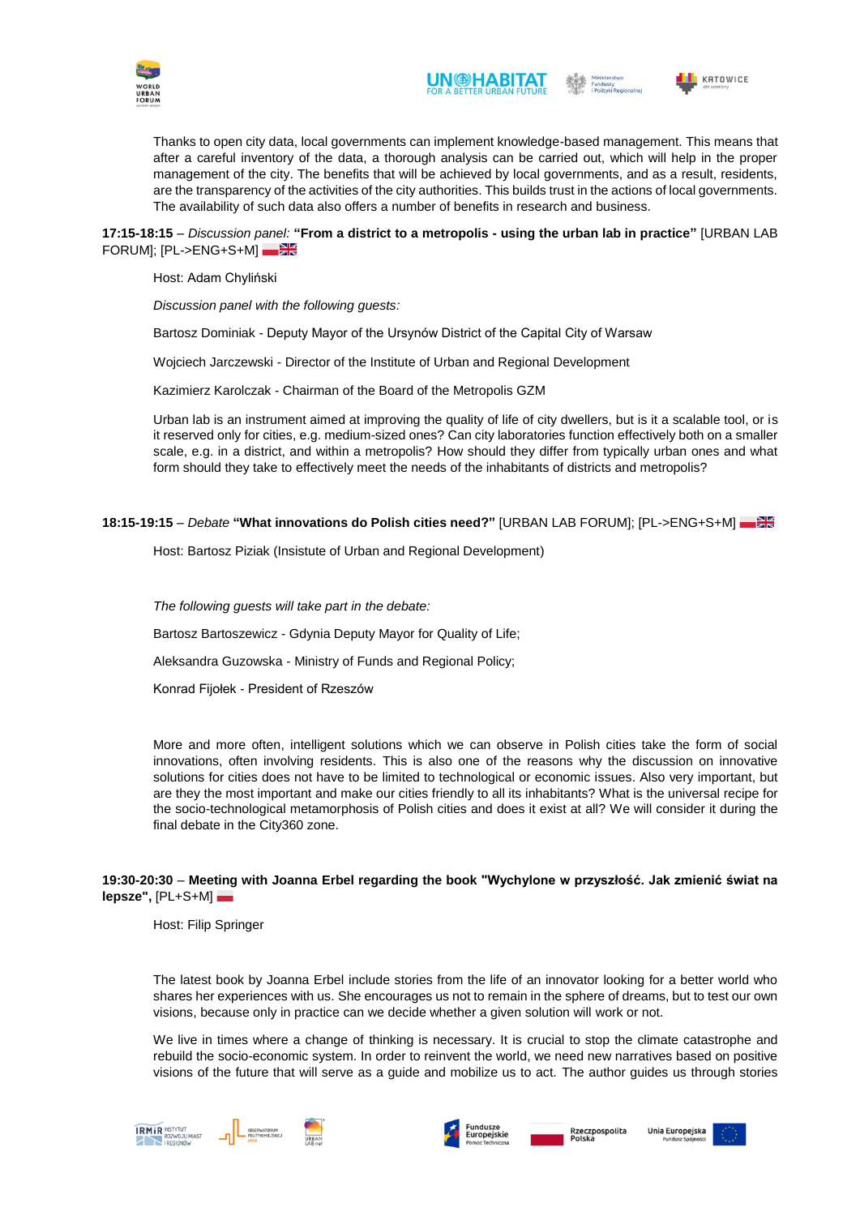Thanks to open city data, local governments can implement knowledge-based management. This means that after a careful inventory of the data, a thorough analysis can be carried out, which will help in the proper management of the city. The benefits that will be achieved by local governments, and as a result, residents, are the transparency of the activities of the city authorities. This builds trust in the actions of local governments. The availability of such data also offers a number of benefits in research and business.

**17:15-18:15** – *Discussion panel:* **"From a district to a metropolis - using the urban lab in practice"** [URBAN LAB FORUM]; [PL->ENG+S+M]

Host: Adam Chyliński

*Discussion panel with the following guests:*

Bartosz Dominiak - Deputy Mayor of the Ursynów District of the Capital City of Warsaw

Wojciech Jarczewski - Director of the Institute of Urban and Regional Development

Kazimierz Karolczak - Chairman of the Board of the Metropolis GZM

Urban lab is an instrument aimed at improving the quality of life of city dwellers, but is it a scalable tool, or is it reserved only for cities, e.g. medium-sized ones? Can city laboratories function effectively both on a smaller scale, e.g. in a district, and within a metropolis? How should they differ from typically urban ones and what form should they take to effectively meet the needs of the inhabitants of districts and metropolis?

**18:15-19:15** – *Debate* **"What innovations do Polish cities need?"** [URBAN LAB FORUM]; [PL->ENG+S+M]

Host: Bartosz Piziak (Insistute of Urban and Regional Development)

*The following guests will take part in the debate:*

Bartosz Bartoszewicz - Gdynia Deputy Mayor for Quality of Life;

Aleksandra Guzowska - Ministry of Funds and Regional Policy;

Konrad Fijołek - President of Rzeszów

More and more often, intelligent solutions which we can observe in Polish cities take the form of social innovations, often involving residents. This is also one of the reasons why the discussion on innovative solutions for cities does not have to be limited to technological or economic issues. Also very important, but are they the most important and make our cities friendly to all its inhabitants? What is the universal recipe for the socio-technological metamorphosis of Polish cities and does it exist at all? We will consider it during the final debate in the City360 zone.

**19:30-20:30** – **Meeting with Joanna Erbel regarding the book "Wychylone w przyszłość. Jak zmienić świat na lepsze",** [PL+S+M]

Host: Filip Springer

The latest book by Joanna Erbel include stories from the life of an innovator looking for a better world who shares her experiences with us. She encourages us not to remain in the sphere of dreams, but to test our own visions, because only in practice can we decide whether a given solution will work or not.

We live in times where a change of thinking is necessary. It is crucial to stop the climate catastrophe and rebuild the socio-economic system. In order to reinvent the world, we need new narratives based on positive visions of the future that will serve as a guide and mobilize us to act. The author guides us through stories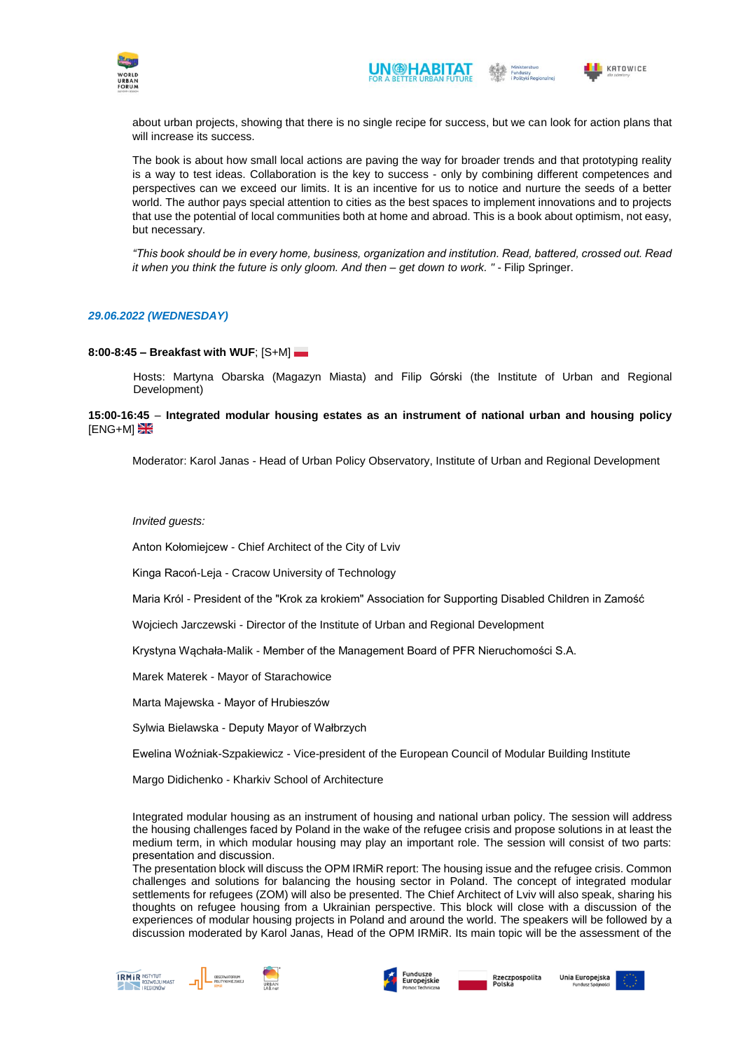about urban projects, showing that there is no single recipe for success, but we can look for action plans that will increase its success.

The book is about how small local actions are paving the way for broader trends and that prototyping reality is a way to test ideas. Collaboration is the key to success - only by combining different competences and perspectives can we exceed our limits. It is an incentive for us to notice and nurture the seeds of a better world. The author pays special attention to cities as the best spaces to implement innovations and to projects that use the potential of local communities both at home and abroad. This is a book about optimism, not easy, but necessary.

*"This book should be in every home, business, organization and institution. Read, battered, crossed out. Read it when you think the future is only gloom. And then – get down to work. "* - Filip Springer.

***29.06.2022 (WEDNESDAY)***

**8:00-8:45 – Breakfast with WUF**; [S+M]

Hosts: Martyna Obarska (Magazyn Miasta) and Filip Górski (the Institute of Urban and Regional Development)

**15:00-16:45** – **Integrated modular housing estates as an instrument of national urban and housing policy** [ENG+M]

Moderator: Karol Janas - Head of Urban Policy Observatory, Institute of Urban and Regional Development

*Invited guests:*

Anton Kołomiejcew - Chief Architect of the City of Lviv

Kinga Racoń-Leja - Cracow University of Technology

Maria Król - President of the "Krok za krokiem" Association for Supporting Disabled Children in Zamość

Wojciech Jarczewski - Director of the Institute of Urban and Regional Development

Krystyna Wąchała-Malik - Member of the Management Board of PFR Nieruchomości S.A.

Marek Materek - Mayor of Starachowice

Marta Majewska - Mayor of Hrubieszów

Sylwia Bielawska - Deputy Mayor of Wałbrzych

Ewelina Woźniak-Szpakiewicz - Vice-president of the European Council of Modular Building Institute

Margo Didichenko - Kharkiv School of Architecture

Integrated modular housing as an instrument of housing and national urban policy. The session will address the housing challenges faced by Poland in the wake of the refugee crisis and propose solutions in at least the medium term, in which modular housing may play an important role. The session will consist of two parts: presentation and discussion.
The presentation block will discuss the OPM IRMiR report: The housing issue and the refugee crisis. Common challenges and solutions for balancing the housing sector in Poland. The concept of integrated modular settlements for refugees (ZOM) will also be presented. The Chief Architect of Lviv will also speak, sharing his thoughts on refugee housing from a Ukrainian perspective. This block will close with a discussion of the experiences of modular housing projects in Poland and around the world. The speakers will be followed by a discussion moderated by Karol Janas, Head of the OPM IRMiR. Its main topic will be the assessment of the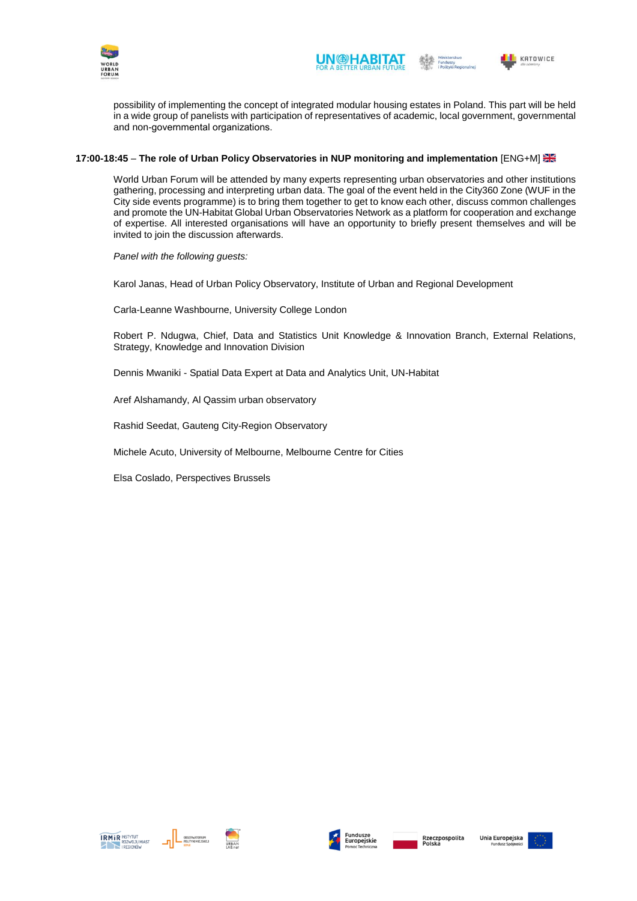possibility of implementing the concept of integrated modular housing estates in Poland. This part will be held in a wide group of panelists with participation of representatives of academic, local government, governmental and non-governmental organizations.

**17:00-18:45** – **The role of Urban Policy Observatories in NUP monitoring and implementation** [ENG+M]

World Urban Forum will be attended by many experts representing urban observatories and other institutions gathering, processing and interpreting urban data. The goal of the event held in the City360 Zone (WUF in the City side events programme) is to bring them together to get to know each other, discuss common challenges and promote the UN-Habitat Global Urban Observatories Network as a platform for cooperation and exchange of expertise. All interested organisations will have an opportunity to briefly present themselves and will be invited to join the discussion afterwards.

*Panel with the following guests:*

Karol Janas, Head of Urban Policy Observatory, Institute of Urban and Regional Development

Carla-Leanne Washbourne, University College London

Robert P. Ndugwa, Chief, Data and Statistics Unit Knowledge & Innovation Branch, External Relations, Strategy, Knowledge and Innovation Division

Dennis Mwaniki - Spatial Data Expert at Data and Analytics Unit, UN-Habitat

Aref Alshamandy, Al Qassim urban observatory

Rashid Seedat, Gauteng City-Region Observatory

Michele Acuto, University of Melbourne, Melbourne Centre for Cities

Elsa Coslado, Perspectives Brussels